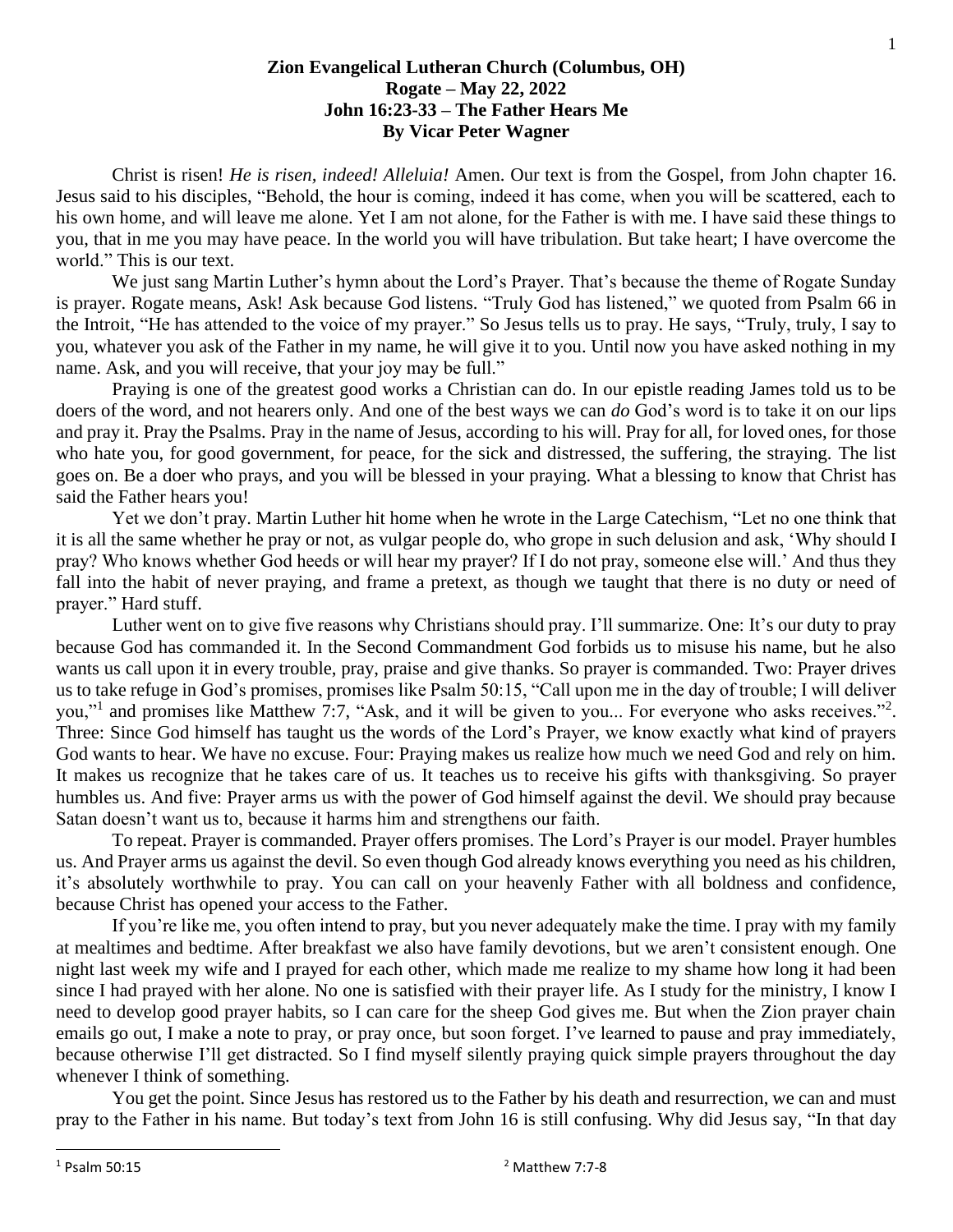**Zion Evangelical Lutheran Church (Columbus, OH)**
**Rogate – May 22, 2022**
**John 16:23-33 – The Father Hears Me**
**By Vicar Peter Wagner**

Christ is risen! *He is risen, indeed! Alleluia!* Amen. Our text is from the Gospel, from John chapter 16. Jesus said to his disciples, "Behold, the hour is coming, indeed it has come, when you will be scattered, each to his own home, and will leave me alone. Yet I am not alone, for the Father is with me. I have said these things to you, that in me you may have peace. In the world you will have tribulation. But take heart; I have overcome the world." This is our text.

We just sang Martin Luther's hymn about the Lord's Prayer. That's because the theme of Rogate Sunday is prayer. Rogate means, Ask! Ask because God listens. "Truly God has listened," we quoted from Psalm 66 in the Introit, "He has attended to the voice of my prayer." So Jesus tells us to pray. He says, "Truly, truly, I say to you, whatever you ask of the Father in my name, he will give it to you. Until now you have asked nothing in my name. Ask, and you will receive, that your joy may be full."

Praying is one of the greatest good works a Christian can do. In our epistle reading James told us to be doers of the word, and not hearers only. And one of the best ways we can *do* God's word is to take it on our lips and pray it. Pray the Psalms. Pray in the name of Jesus, according to his will. Pray for all, for loved ones, for those who hate you, for good government, for peace, for the sick and distressed, the suffering, the straying. The list goes on. Be a doer who prays, and you will be blessed in your praying. What a blessing to know that Christ has said the Father hears you!

Yet we don't pray. Martin Luther hit home when he wrote in the Large Catechism, "Let no one think that it is all the same whether he pray or not, as vulgar people do, who grope in such delusion and ask, 'Why should I pray? Who knows whether God heeds or will hear my prayer? If I do not pray, someone else will.' And thus they fall into the habit of never praying, and frame a pretext, as though we taught that there is no duty or need of prayer." Hard stuff.

Luther went on to give five reasons why Christians should pray. I'll summarize. One: It's our duty to pray because God has commanded it. In the Second Commandment God forbids us to misuse his name, but he also wants us call upon it in every trouble, pray, praise and give thanks. So prayer is commanded. Two: Prayer drives us to take refuge in God's promises, promises like Psalm 50:15, "Call upon me in the day of trouble; I will deliver you,"[1] and promises like Matthew 7:7, "Ask, and it will be given to you... For everyone who asks receives."[2]. Three: Since God himself has taught us the words of the Lord's Prayer, we know exactly what kind of prayers God wants to hear. We have no excuse. Four: Praying makes us realize how much we need God and rely on him. It makes us recognize that he takes care of us. It teaches us to receive his gifts with thanksgiving. So prayer humbles us. And five: Prayer arms us with the power of God himself against the devil. We should pray because Satan doesn't want us to, because it harms him and strengthens our faith.

To repeat. Prayer is commanded. Prayer offers promises. The Lord's Prayer is our model. Prayer humbles us. And Prayer arms us against the devil. So even though God already knows everything you need as his children, it's absolutely worthwhile to pray. You can call on your heavenly Father with all boldness and confidence, because Christ has opened your access to the Father.

If you're like me, you often intend to pray, but you never adequately make the time. I pray with my family at mealtimes and bedtime. After breakfast we also have family devotions, but we aren't consistent enough. One night last week my wife and I prayed for each other, which made me realize to my shame how long it had been since I had prayed with her alone. No one is satisfied with their prayer life. As I study for the ministry, I know I need to develop good prayer habits, so I can care for the sheep God gives me. But when the Zion prayer chain emails go out, I make a note to pray, or pray once, but soon forget. I've learned to pause and pray immediately, because otherwise I'll get distracted. So I find myself silently praying quick simple prayers throughout the day whenever I think of something.

You get the point. Since Jesus has restored us to the Father by his death and resurrection, we can and must pray to the Father in his name. But today's text from John 16 is still confusing. Why did Jesus say, "In that day

---

[1] Psalm 50:15

[2] Matthew 7:7-8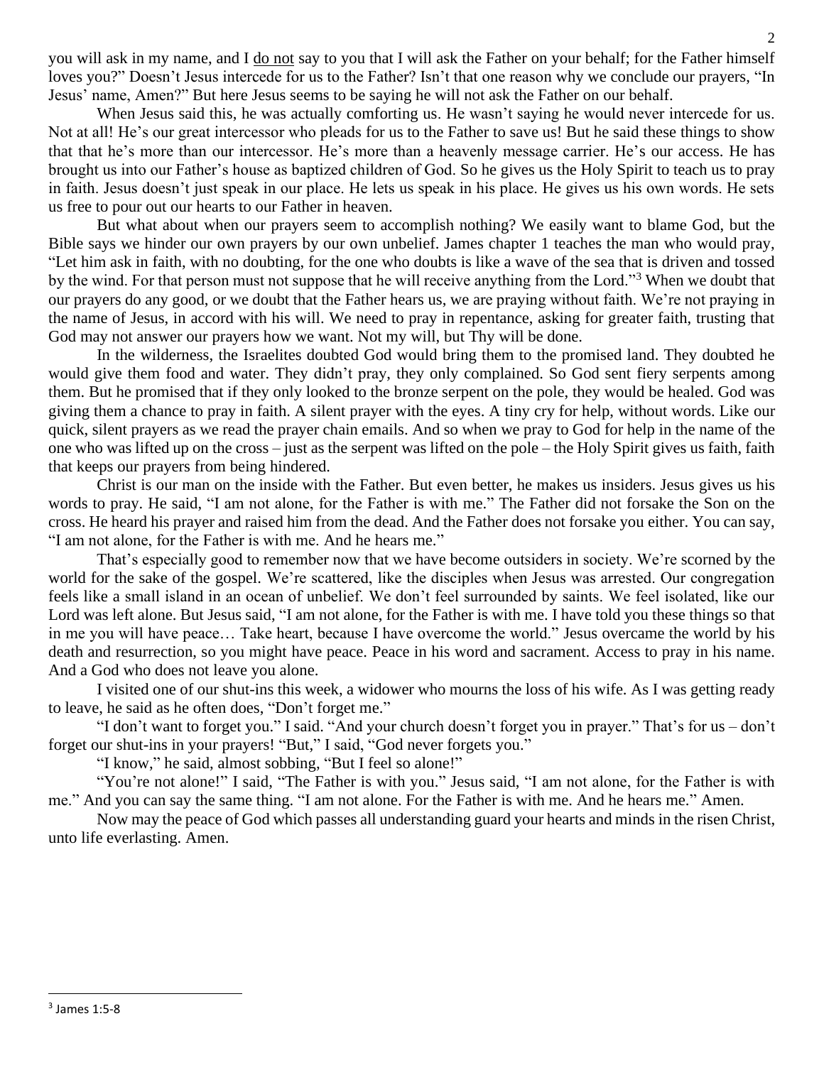you will ask in my name, and I do not say to you that I will ask the Father on your behalf; for the Father himself loves you?" Doesn't Jesus intercede for us to the Father? Isn't that one reason why we conclude our prayers, "In Jesus' name, Amen?" But here Jesus seems to be saying he will not ask the Father on our behalf.

When Jesus said this, he was actually comforting us. He wasn't saying he would never intercede for us. Not at all! He's our great intercessor who pleads for us to the Father to save us! But he said these things to show that that he's more than our intercessor. He's more than a heavenly message carrier. He's our access. He has brought us into our Father's house as baptized children of God. So he gives us the Holy Spirit to teach us to pray in faith. Jesus doesn't just speak in our place. He lets us speak in his place. He gives us his own words. He sets us free to pour out our hearts to our Father in heaven.

But what about when our prayers seem to accomplish nothing? We easily want to blame God, but the Bible says we hinder our own prayers by our own unbelief. James chapter 1 teaches the man who would pray, "Let him ask in faith, with no doubting, for the one who doubts is like a wave of the sea that is driven and tossed by the wind. For that person must not suppose that he will receive anything from the Lord."[3] When we doubt that our prayers do any good, or we doubt that the Father hears us, we are praying without faith. We're not praying in the name of Jesus, in accord with his will. We need to pray in repentance, asking for greater faith, trusting that God may not answer our prayers how we want. Not my will, but Thy will be done.

In the wilderness, the Israelites doubted God would bring them to the promised land. They doubted he would give them food and water. They didn't pray, they only complained. So God sent fiery serpents among them. But he promised that if they only looked to the bronze serpent on the pole, they would be healed. God was giving them a chance to pray in faith. A silent prayer with the eyes. A tiny cry for help, without words. Like our quick, silent prayers as we read the prayer chain emails. And so when we pray to God for help in the name of the one who was lifted up on the cross – just as the serpent was lifted on the pole – the Holy Spirit gives us faith, faith that keeps our prayers from being hindered.

Christ is our man on the inside with the Father. But even better, he makes us insiders. Jesus gives us his words to pray. He said, "I am not alone, for the Father is with me." The Father did not forsake the Son on the cross. He heard his prayer and raised him from the dead. And the Father does not forsake you either. You can say, "I am not alone, for the Father is with me. And he hears me."

That's especially good to remember now that we have become outsiders in society. We're scorned by the world for the sake of the gospel. We're scattered, like the disciples when Jesus was arrested. Our congregation feels like a small island in an ocean of unbelief. We don't feel surrounded by saints. We feel isolated, like our Lord was left alone. But Jesus said, "I am not alone, for the Father is with me. I have told you these things so that in me you will have peace… Take heart, because I have overcome the world." Jesus overcame the world by his death and resurrection, so you might have peace. Peace in his word and sacrament. Access to pray in his name. And a God who does not leave you alone.

I visited one of our shut-ins this week, a widower who mourns the loss of his wife. As I was getting ready to leave, he said as he often does, "Don't forget me."

"I don't want to forget you." I said. "And your church doesn't forget you in prayer." That's for us – don't forget our shut-ins in your prayers! "But," I said, "God never forgets you."

"I know," he said, almost sobbing, "But I feel so alone!"

"You're not alone!" I said, "The Father is with you." Jesus said, "I am not alone, for the Father is with me." And you can say the same thing. "I am not alone. For the Father is with me. And he hears me." Amen.

Now may the peace of God which passes all understanding guard your hearts and minds in the risen Christ, unto life everlasting. Amen.

[3] James 1:5-8